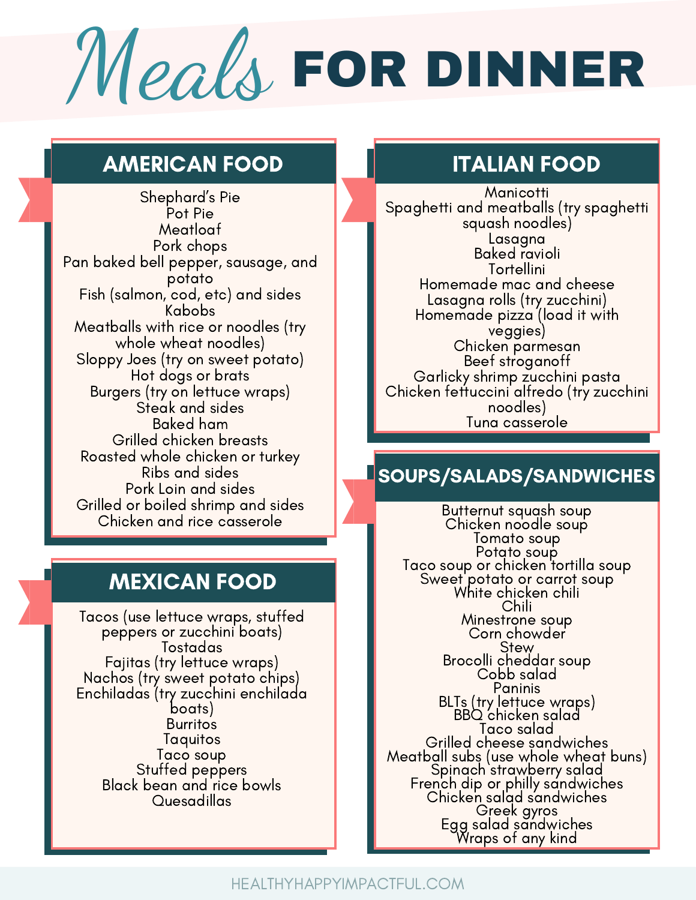# Meals FOR DINNER

## AMERICAN FOOD

- Shephard's Pie
- Pot Pie
- Meatloaf
- Pork chops
- Pan baked bell pepper, sausage, and potato
- Fish (salmon, cod, etc) and sides
- Kabobs
- Meatballs with rice or noodles (try whole wheat noodles)
- Sloppy Joes (try on sweet potato)
- Hot dogs or brats
- Burgers (try on lettuce wraps)
- Steak and sides
- Baked ham
- Grilled chicken breasts
- Roasted whole chicken or turkey
- Ribs and sides
- Pork Loin and sides
- Grilled or boiled shrimp and sides
- Chicken and rice casserole

## MEXICAN FOOD

- Tacos (use lettuce wraps, stuffed peppers or zucchini boats)
- Tostadas
- Fajitas (try lettuce wraps)
- Nachos (try sweet potato chips)
- Enchiladas (try zucchini enchilada boats)
- Burritos
- Taquitos
- Taco soup
- Stuffed peppers
- Black bean and rice bowls
- Quesadillas

## ITALIAN FOOD

- Manicotti
- Spaghetti and meatballs (try spaghetti squash noodles)
- Lasagna
- Baked ravioli
- Tortellini
- Homemade mac and cheese
- Lasagna rolls (try zucchini)
- Homemade pizza (load it with veggies)
- Chicken parmesan
- Beef stroganoff
- Garlicky shrimp zucchini pasta
- Chicken fettuccini alfredo (try zucchini noodles)
- Tuna casserole

## SOUPS/SALADS/SANDWICHES

- Butternut squash soup
- Chicken noodle soup
- Tomato soup
- Potato soup
- Taco soup or chicken tortilla soup
- Sweet potato or carrot soup
- White chicken chili
- Chili
- Minestrone soup
- Corn chowder
- Stew
- Brocolli cheddar soup
- Cobb salad
- Paninis
- BLTs (try lettuce wraps)
- BBQ chicken salad
- Taco salad
- Grilled cheese sandwiches
- Meatball subs (use whole wheat buns)
- Spinach strawberry salad
- French dip or philly sandwiches
- Chicken salad sandwiches
- Greek gyros
- Egg salad sandwiches
- Wraps of any kind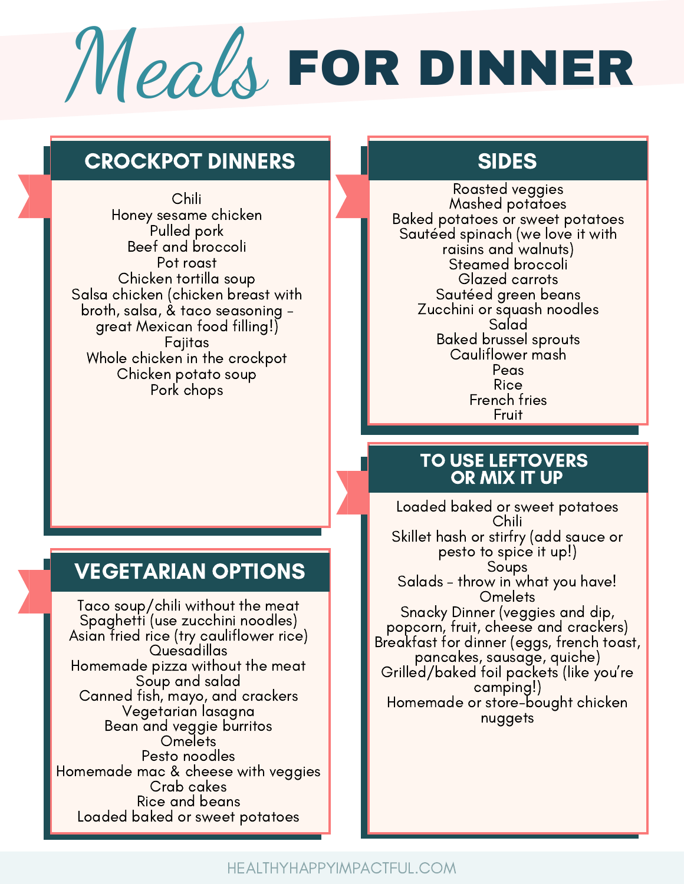# Meals FOR DINNER

## CROCKPOT DINNERS

Chili
Honey sesame chicken
Pulled pork
Beef and broccoli
Pot roast
Chicken tortilla soup
Salsa chicken (chicken breast with broth, salsa, & taco seasoning - great Mexican food filling!)
Fajitas
Whole chicken in the crockpot
Chicken potato soup
Pork chops

## VEGETARIAN OPTIONS

Taco soup/chili without the meat
Spaghetti (use zucchini noodles)
Asian fried rice (try cauliflower rice)
Quesadillas
Homemade pizza without the meat
Soup and salad
Canned fish, mayo, and crackers
Vegetarian lasagna
Bean and veggie burritos
Omelets
Pesto noodles
Homemade mac & cheese with veggies
Crab cakes
Rice and beans
Loaded baked or sweet potatoes

## SIDES

Roasted veggies
Mashed potatoes
Baked potatoes or sweet potatoes
Sautéed spinach (we love it with raisins and walnuts)
Steamed broccoli
Glazed carrots
Sautéed green beans
Zucchini or squash noodles
Salad
Baked brussel sprouts
Cauliflower mash
Peas
Rice
French fries
Fruit

## TO USE LEFTOVERS OR MIX IT UP

Loaded baked or sweet potatoes
Chili
Skillet hash or stirfry (add sauce or pesto to spice it up!)
Soups
Salads - throw in what you have!
Omelets
Snacky Dinner (veggies and dip, popcorn, fruit, cheese and crackers)
Breakfast for dinner (eggs, french toast, pancakes, sausage, quiche)
Grilled/baked foil packets (like you're camping!)
Homemade or store-bought chicken nuggets

HEALTHYHAPPYIMPACTFUL.COM